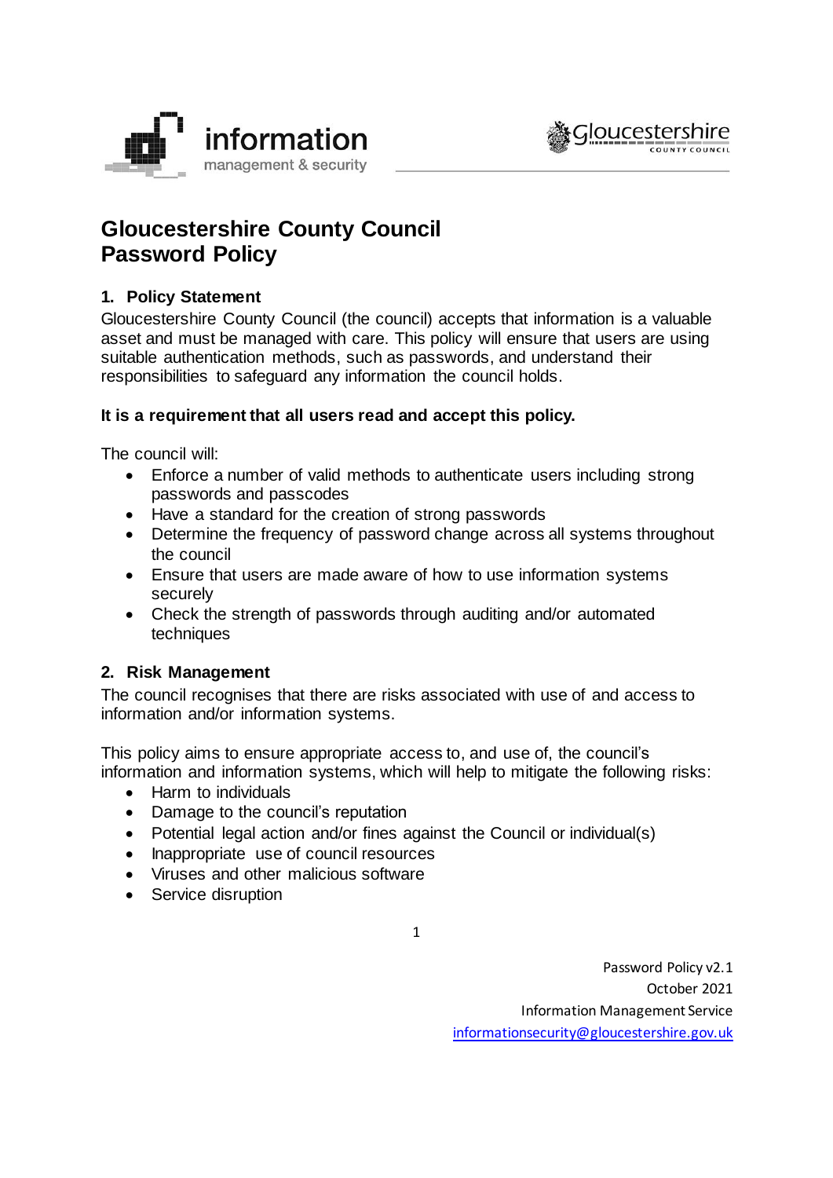# Gloucestershire County Council Password Policy

## 1. Policy Statement

Gloucestershire County Council (the council) accepts that information is a valuable asset and must be managed with care. This policy will ensure that users are using suitable authentication methods, such as passwords, and understand their responsibilities to safeguard any information the council holds.

**It is a requirement that all users read and accept this policy.**

The council will:

- Enforce a number of valid methods to authenticate users including strong passwords and passcodes
- Have a standard for the creation of strong passwords
- Determine the frequency of password change across all systems throughout the council
- Ensure that users are made aware of how to use information systems securely
- Check the strength of passwords through auditing and/or automated techniques

## 2. Risk Management

The council recognises that there are risks associated with use of and access to information and/or information systems.

This policy aims to ensure appropriate access to, and use of, the council's information and information systems, which will help to mitigate the following risks:

- Harm to individuals
- Damage to the council's reputation
- Potential legal action and/or fines against the Council or individual(s)
- Inappropriate use of council resources
- Viruses and other malicious software
- Service disruption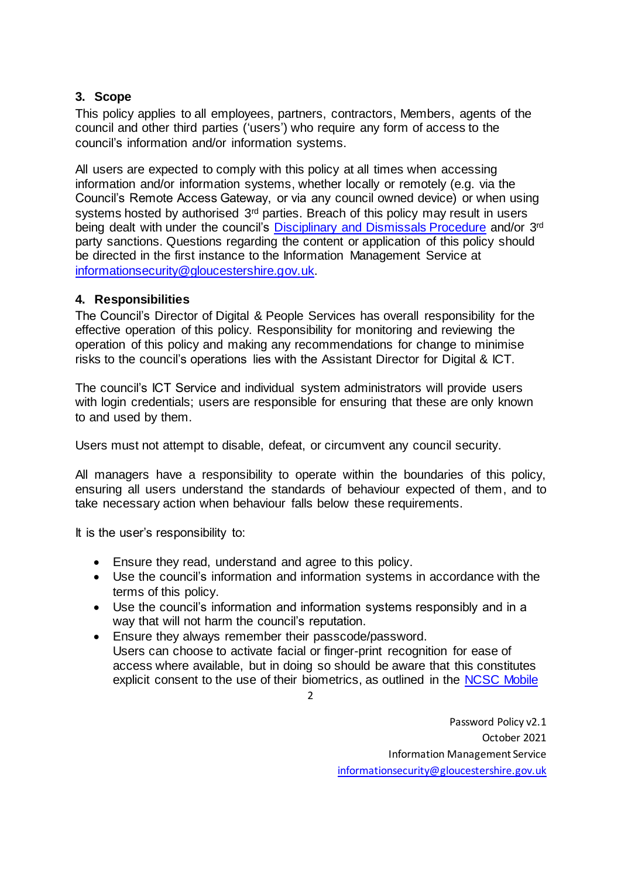## 3. Scope

This policy applies to all employees, partners, contractors, Members, agents of the council and other third parties ('users') who require any form of access to the council's information and/or information systems.

All users are expected to comply with this policy at all times when accessing information and/or information systems, whether locally or remotely (e.g. via the Council's Remote Access Gateway, or via any council owned device) or when using systems hosted by authorised 3rd parties. Breach of this policy may result in users being dealt with under the council's [Disciplinary and Dismissals Procedure] and/or 3rd party sanctions. Questions regarding the content or application of this policy should be directed in the first instance to the Information Management Service at informationsecurity@gloucestershire.gov.uk.

## 4. Responsibilities

The Council's Director of Digital & People Services has overall responsibility for the effective operation of this policy. Responsibility for monitoring and reviewing the operation of this policy and making any recommendations for change to minimise risks to the council's operations lies with the Assistant Director for Digital & ICT.

The council's ICT Service and individual system administrators will provide users with login credentials; users are responsible for ensuring that these are only known to and used by them.

Users must not attempt to disable, defeat, or circumvent any council security.

All managers have a responsibility to operate within the boundaries of this policy, ensuring all users understand the standards of behaviour expected of them, and to take necessary action when behaviour falls below these requirements.

It is the user's responsibility to:

- Ensure they read, understand and agree to this policy.
- Use the council's information and information systems in accordance with the terms of this policy.
- Use the council's information and information systems responsibly and in a way that will not harm the council's reputation.
- Ensure they always remember their passcode/password.
  Users can choose to activate facial or finger-print recognition for ease of access where available, but in doing so should be aware that this constitutes explicit consent to the use of their biometrics, as outlined in the NCSC Mobile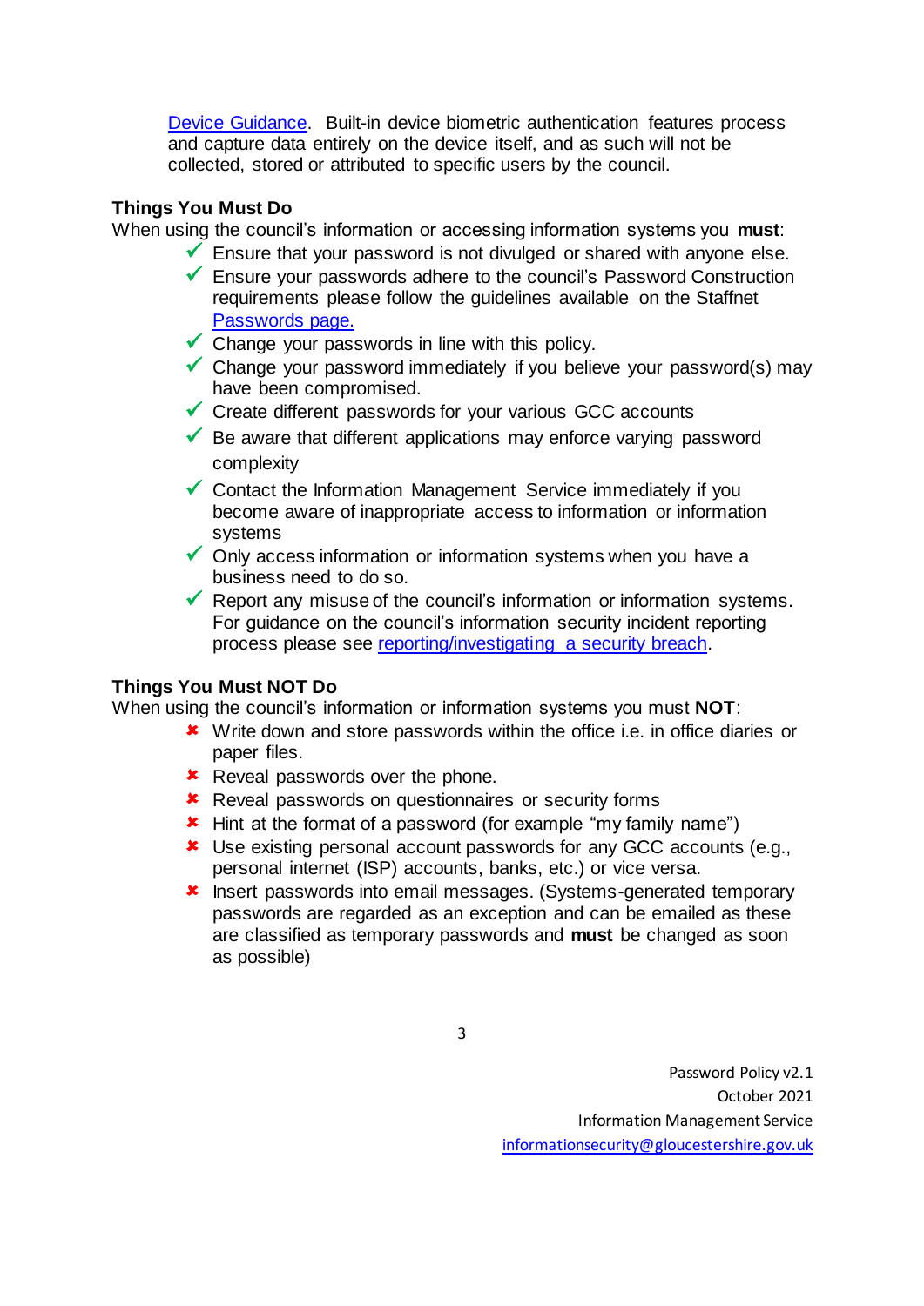Device Guidance. Built-in device biometric authentication features process and capture data entirely on the device itself, and as such will not be collected, stored or attributed to specific users by the council.

**Things You Must Do**

When using the council's information or accessing information systems you **must**:

- ✓ Ensure that your password is not divulged or shared with anyone else.
- ✓ Ensure your passwords adhere to the council's Password Construction requirements please follow the guidelines available on the Staffnet Passwords page.
- ✓ Change your passwords in line with this policy.
- ✓ Change your password immediately if you believe your password(s) may have been compromised.
- ✓ Create different passwords for your various GCC accounts
- ✓ Be aware that different applications may enforce varying password complexity
- ✓ Contact the Information Management Service immediately if you become aware of inappropriate access to information or information systems
- ✓ Only access information or information systems when you have a business need to do so.
- ✓ Report any misuse of the council's information or information systems. For guidance on the council's information security incident reporting process please see reporting/investigating a security breach.

**Things You Must NOT Do**

When using the council's information or information systems you must **NOT**:

- ✘ Write down and store passwords within the office i.e. in office diaries or paper files.
- ✘ Reveal passwords over the phone.
- ✘ Reveal passwords on questionnaires or security forms
- ✘ Hint at the format of a password (for example "my family name")
- ✘ Use existing personal account passwords for any GCC accounts (e.g., personal internet (ISP) accounts, banks, etc.) or vice versa.
- ✘ Insert passwords into email messages. (Systems-generated temporary passwords are regarded as an exception and can be emailed as these are classified as temporary passwords and **must** be changed as soon as possible)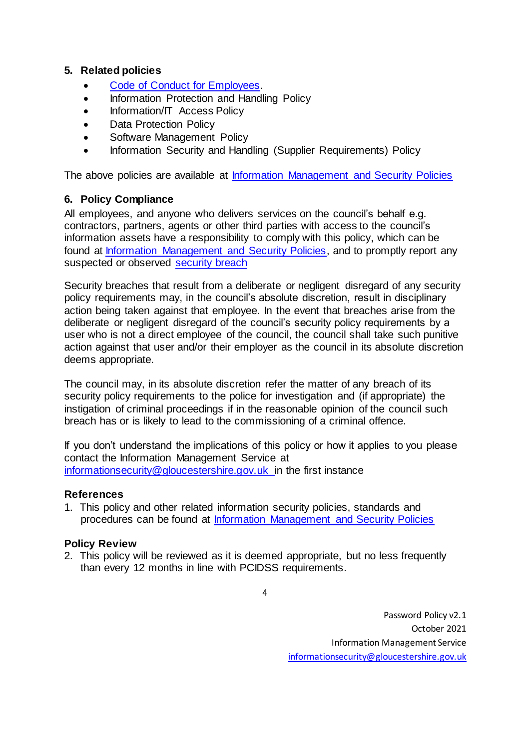## 5. Related policies

- Code of Conduct for Employees.
- Information Protection and Handling Policy
- Information/IT Access Policy
- Data Protection Policy
- Software Management Policy
- Information Security and Handling (Supplier Requirements) Policy

The above policies are available at Information Management and Security Policies

## 6. Policy Compliance

All employees, and anyone who delivers services on the council's behalf e.g. contractors, partners, agents or other third parties with access to the council's information assets have a responsibility to comply with this policy, which can be found at Information Management and Security Policies, and to promptly report any suspected or observed security breach

Security breaches that result from a deliberate or negligent disregard of any security policy requirements may, in the council's absolute discretion, result in disciplinary action being taken against that employee. In the event that breaches arise from the deliberate or negligent disregard of the council's security policy requirements by a user who is not a direct employee of the council, the council shall take such punitive action against that user and/or their employer as the council in its absolute discretion deems appropriate.

The council may, in its absolute discretion refer the matter of any breach of its security policy requirements to the police for investigation and (if appropriate) the instigation of criminal proceedings if in the reasonable opinion of the council such breach has or is likely to lead to the commissioning of a criminal offence.

If you don't understand the implications of this policy or how it applies to you please contact the Information Management Service at informationsecurity@gloucestershire.gov.uk in the first instance

### References

1. This policy and other related information security policies, standards and procedures can be found at Information Management and Security Policies

### Policy Review

2. This policy will be reviewed as it is deemed appropriate, but no less frequently than every 12 months in line with PCIDSS requirements.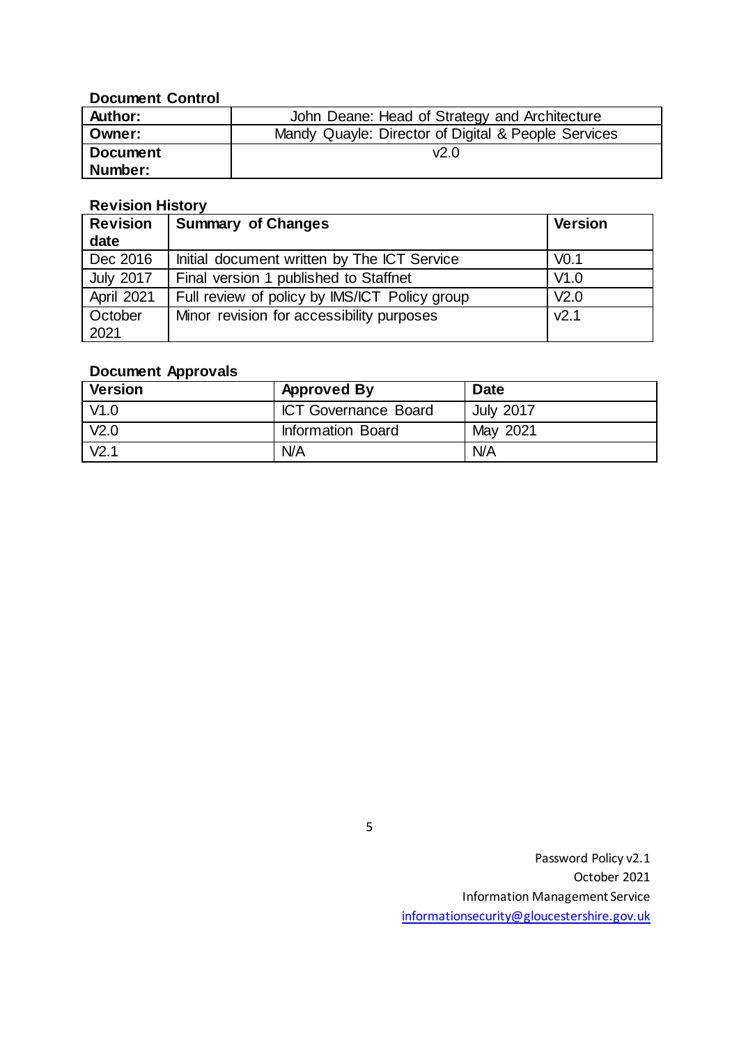**Document Control**

| | |
|---|---|
| **Author:** | John Deane: Head of Strategy and Architecture |
| **Owner:** | Mandy Quayle: Director of Digital & People Services |
| **Document Number:** | v2.0 |

**Revision History**

| Revision date | Summary of Changes | Version |
|---|---|---|
| Dec 2016 | Initial document written by The ICT Service | V0.1 |
| July 2017 | Final version 1 published to Staffnet | V1.0 |
| April 2021 | Full review of policy by IMS/ICT Policy group | V2.0 |
| October 2021 | Minor revision for accessibility purposes | v2.1 |

**Document Approvals**

| Version | Approved By | Date |
|---|---|---|
| V1.0 | ICT Governance Board | July 2017 |
| V2.0 | Information Board | May 2021 |
| V2.1 | N/A | N/A |

Password Policy v2.1
October 2021
Information Management Service
informationsecurity@gloucestershire.gov.uk